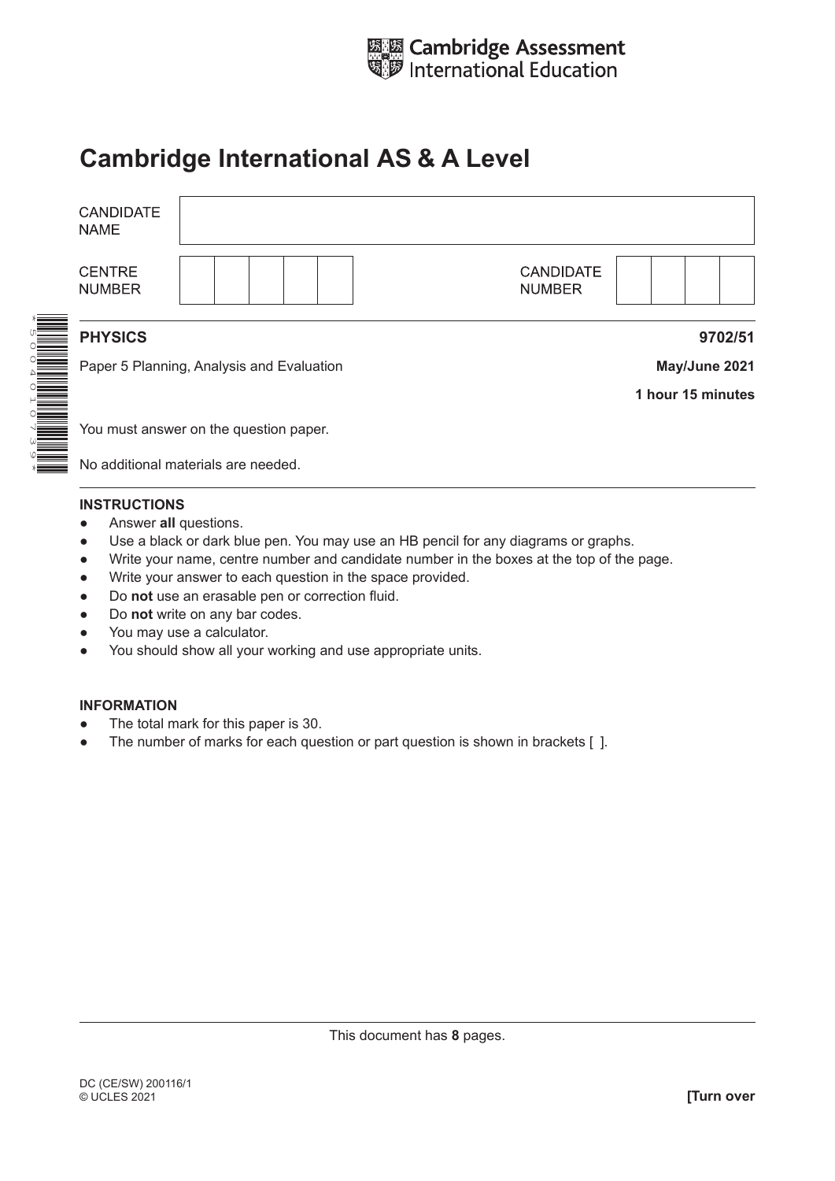Cambridge Assessment International Education

# Cambridge International AS & A Level

| CANDIDATE NAME | |
|---|---|
| CENTRE NUMBER | |
| CANDIDATE NUMBER | |

**PHYSICS** **9702/51**

Paper 5 Planning, Analysis and Evaluation **May/June 2021**

**1 hour 15 minutes**

You must answer on the question paper.

No additional materials are needed.

**INSTRUCTIONS**

- Answer **all** questions.
- Use a black or dark blue pen. You may use an HB pencil for any diagrams or graphs.
- Write your name, centre number and candidate number in the boxes at the top of the page.
- Write your answer to each question in the space provided.
- Do **not** use an erasable pen or correction fluid.
- Do **not** write on any bar codes.
- You may use a calculator.
- You should show all your working and use appropriate units.

**INFORMATION**

- The total mark for this paper is 30.
- The number of marks for each question or part question is shown in brackets [ ].

This document has **8** pages.

DC (CE/SW) 200116/1
© UCLES 2021

**[Turn over**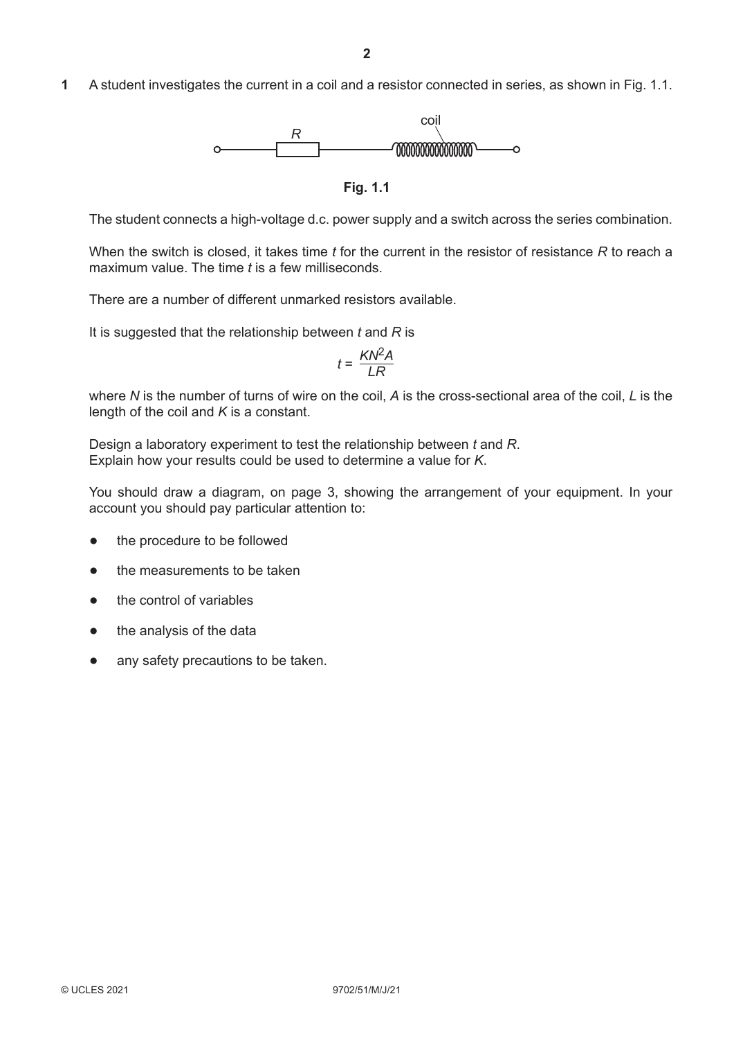**1** A student investigates the current in a coil and a resistor connected in series, as shown in Fig. 1.1.

Fig. 1.1

The student connects a high-voltage d.c. power supply and a switch across the series combination.

When the switch is closed, it takes time $t$ for the current in the resistor of resistance $R$ to reach a maximum value. The time $t$ is a few milliseconds.

There are a number of different unmarked resistors available.

It is suggested that the relationship between $t$ and $R$ is

$$t = \frac{KN^2A}{LR}$$

where $N$ is the number of turns of wire on the coil, $A$ is the cross-sectional area of the coil, $L$ is the length of the coil and $K$ is a constant.

Design a laboratory experiment to test the relationship between $t$ and $R$.
Explain how your results could be used to determine a value for $K$.

You should draw a diagram, on page 3, showing the arrangement of your equipment. In your account you should pay particular attention to:

- the procedure to be followed
- the measurements to be taken
- the control of variables
- the analysis of the data
- any safety precautions to be taken.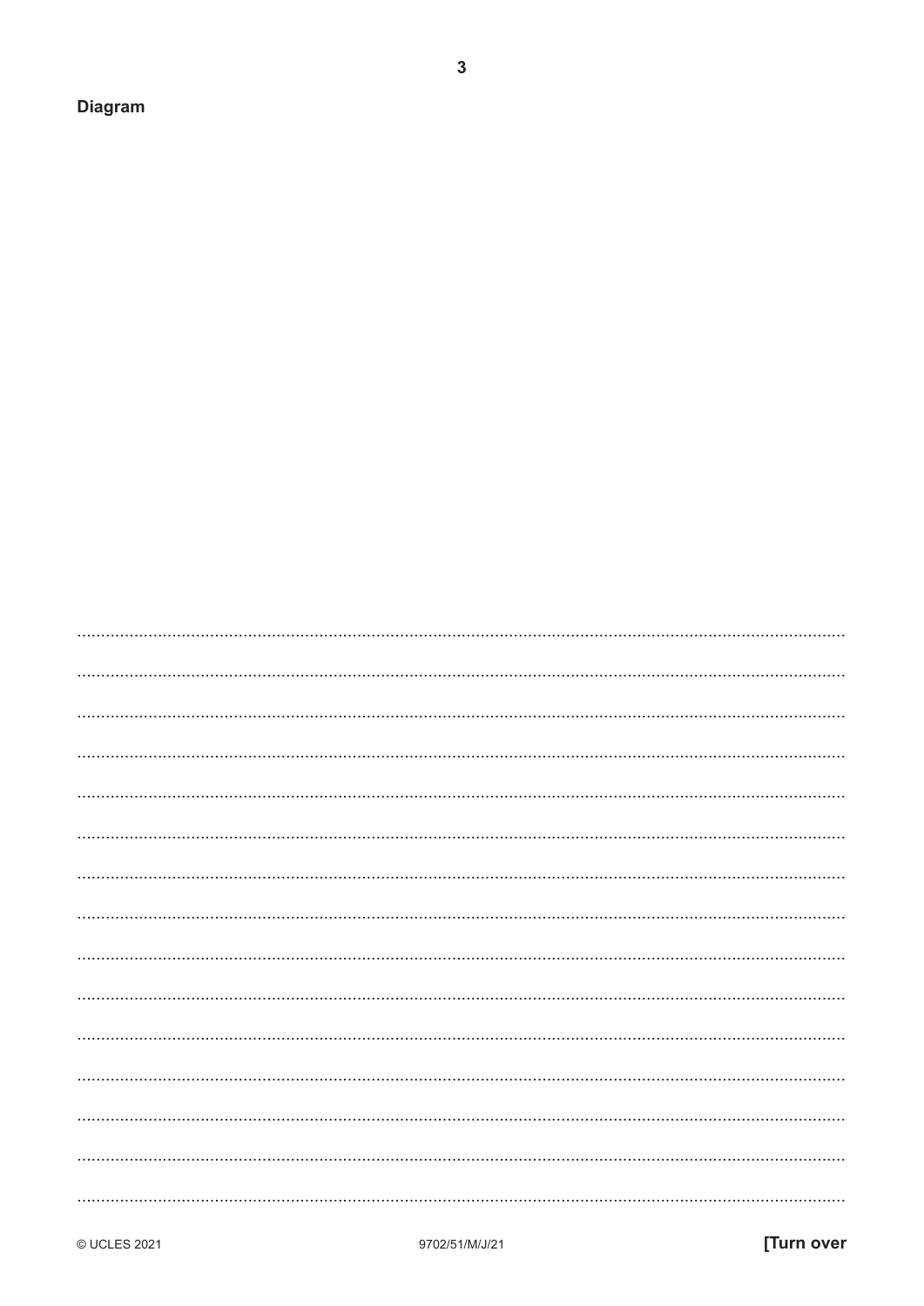**Diagram**

..........................................................................................................................................

..........................................................................................................................................

..........................................................................................................................................

..........................................................................................................................................

..........................................................................................................................................

..........................................................................................................................................

..........................................................................................................................................

..........................................................................................................................................

..........................................................................................................................................

..........................................................................................................................................

..........................................................................................................................................

..........................................................................................................................................

..........................................................................................................................................

..........................................................................................................................................

..........................................................................................................................................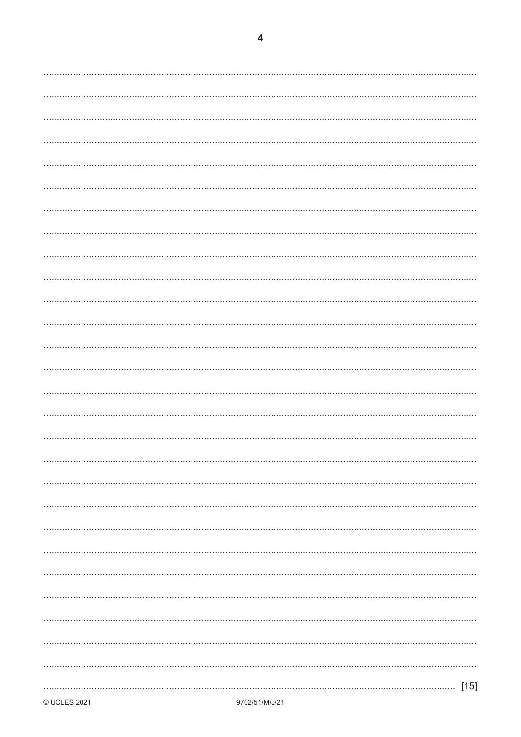[15]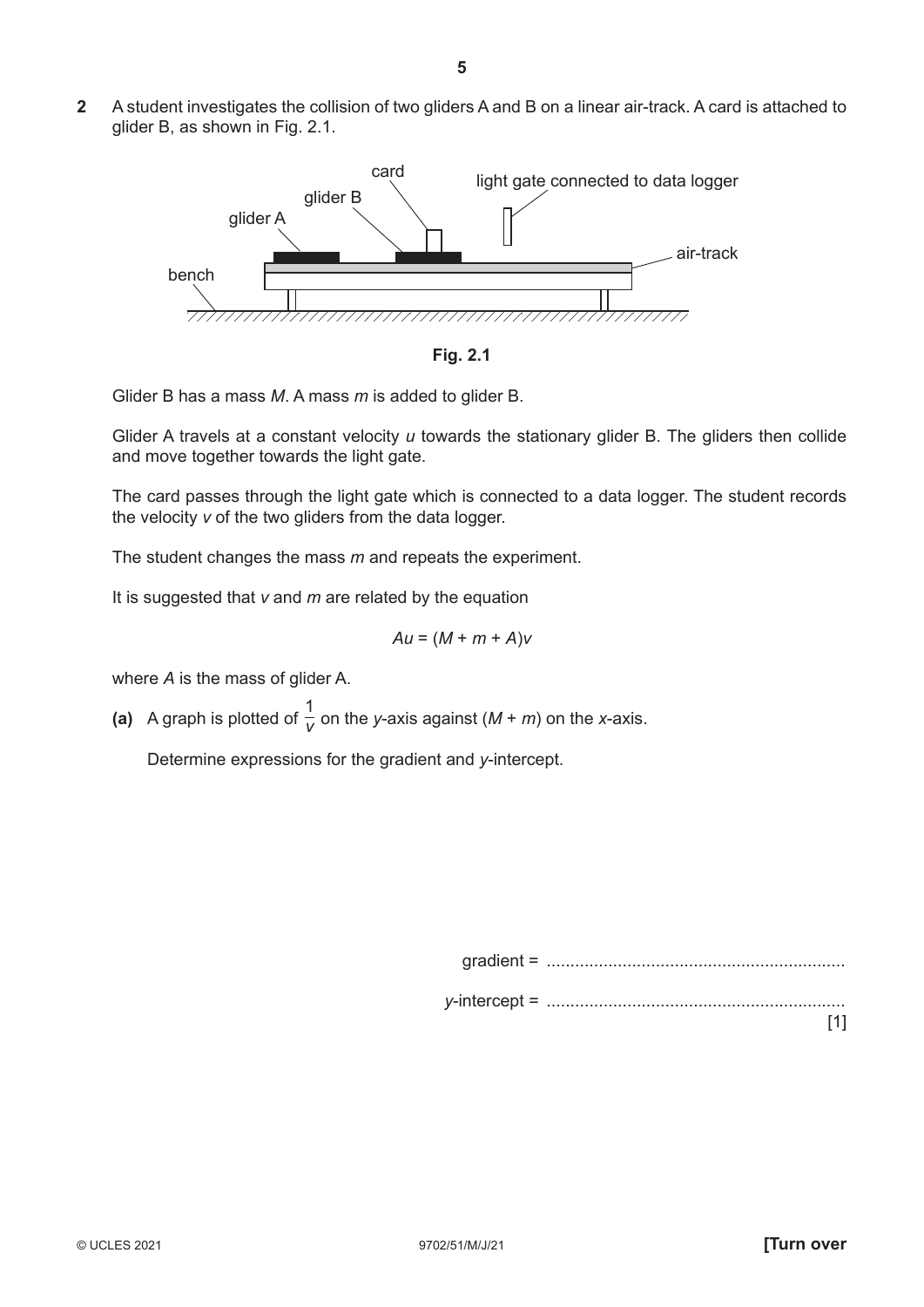**2** A student investigates the collision of two gliders A and B on a linear air-track. A card is attached to glider B, as shown in Fig. 2.1.

Fig. 2.1

Glider B has a mass $M$. A mass $m$ is added to glider B.

Glider A travels at a constant velocity $u$ towards the stationary glider B. The gliders then collide and move together towards the light gate.

The card passes through the light gate which is connected to a data logger. The student records the velocity $v$ of the two gliders from the data logger.

The student changes the mass $m$ and repeats the experiment.

It is suggested that $v$ and $m$ are related by the equation

$$Au = (M + m + A)v$$

where $A$ is the mass of glider A.

**(a)** A graph is plotted of $\frac{1}{v}$ on the $y$-axis against $(M + m)$ on the $x$-axis.

Determine expressions for the gradient and $y$-intercept.

gradient = ..............................................................

$y$-intercept = ..............................................................

[1]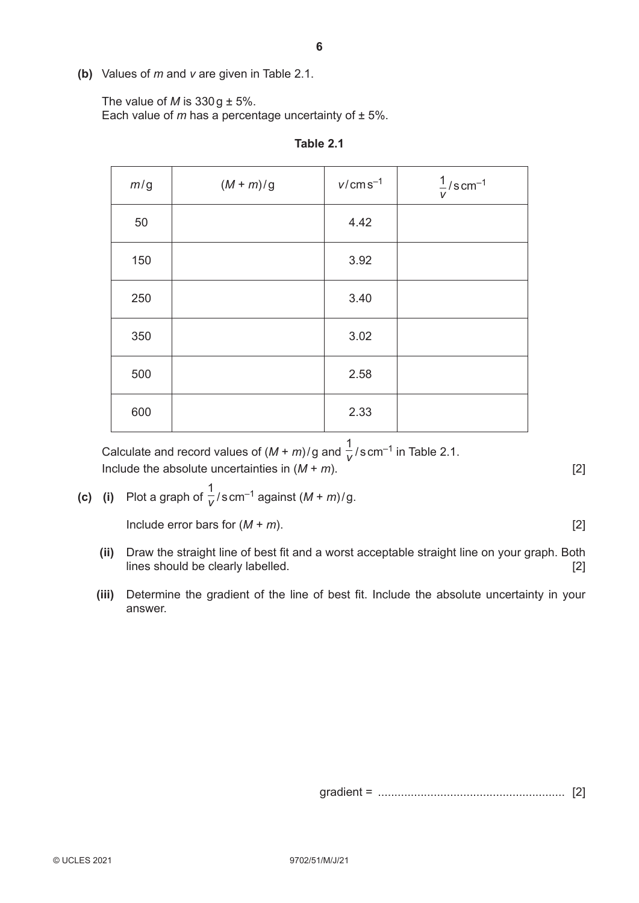**(b)** Values of $m$ and $v$ are given in Table 2.1.

The value of $M$ is 330 g ± 5%.
Each value of $m$ has a percentage uncertainty of ± 5%.

**Table 2.1**

| $m$/g | $(M + m)$/g | $v$/cm s$^{-1}$ | $\frac{1}{v}$/s cm$^{-1}$ |
|---|---|---|---|
| 50 | | 4.42 | |
| 150 | | 3.92 | |
| 250 | | 3.40 | |
| 350 | | 3.02 | |
| 500 | | 2.58 | |
| 600 | | 2.33 | |

Calculate and record values of $(M + m)$/g and $\frac{1}{v}$/s cm$^{-1}$ in Table 2.1.
Include the absolute uncertainties in $(M + m)$. [2]

**(c)** **(i)** Plot a graph of $\frac{1}{v}$/s cm$^{-1}$ against $(M + m)$/g.

Include error bars for $(M + m)$. [2]

**(ii)** Draw the straight line of best fit and a worst acceptable straight line on your graph. Both lines should be clearly labelled. [2]

**(iii)** Determine the gradient of the line of best fit. Include the absolute uncertainty in your answer.

gradient = ........................................................ [2]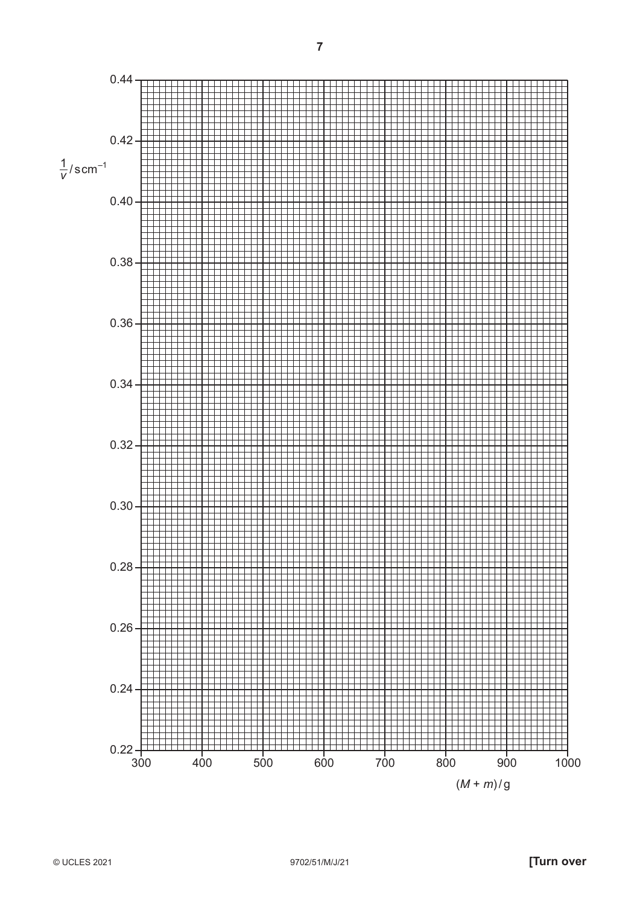$\frac{1}{v}$ / s cm$^{-1}$

0.44

0.42

0.40

0.38

0.36

0.34

0.32

0.30

0.28

0.26

0.24

0.22

300 400 500 600 700 800 900 1000

$(M + m)$ / g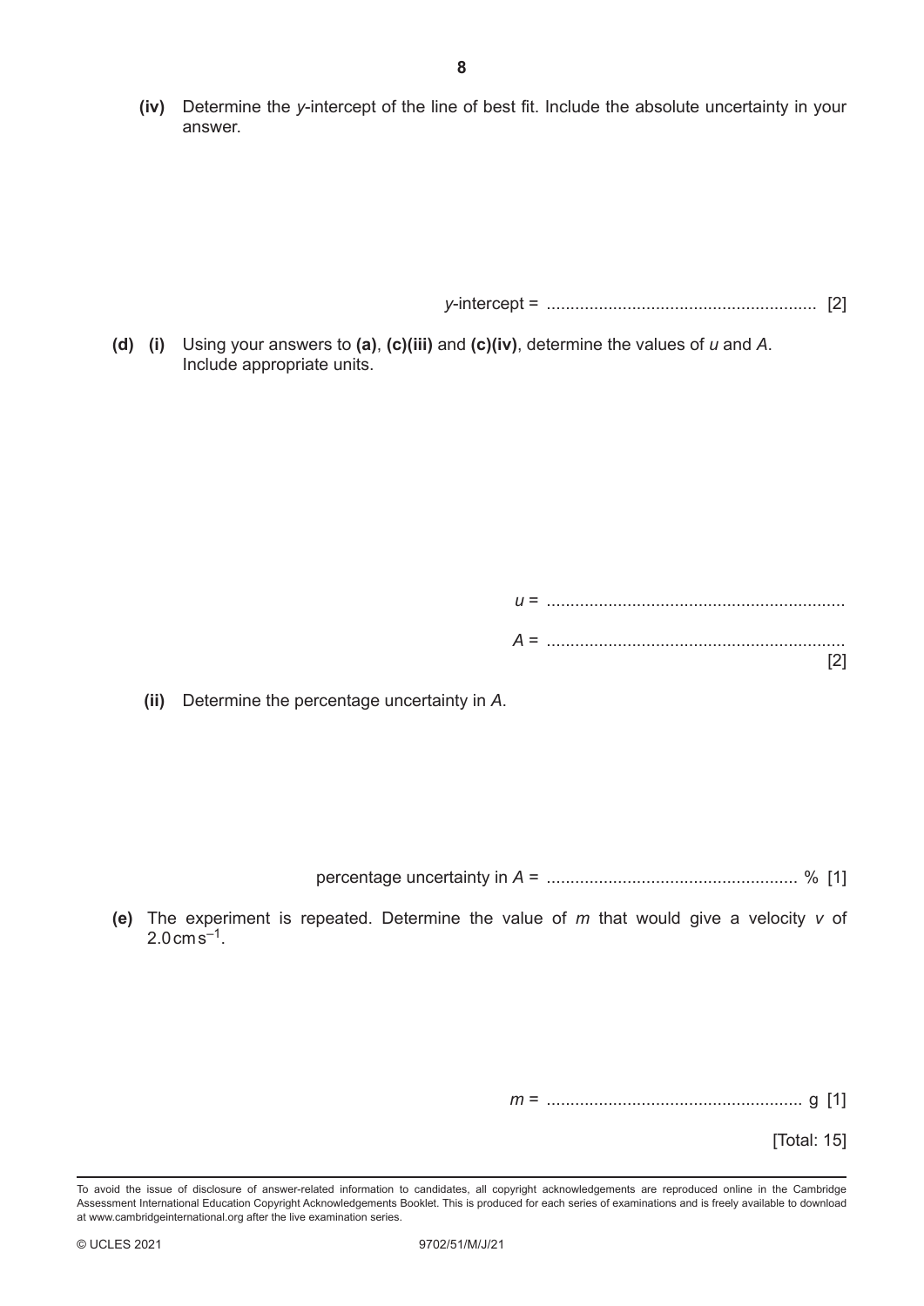**(iv)** Determine the $y$-intercept of the line of best fit. Include the absolute uncertainty in your answer.

$y$-intercept = ........................................................ [2]

**(d)** **(i)** Using your answers to **(a)**, **(c)(iii)** and **(c)(iv)**, determine the values of $u$ and $A$. Include appropriate units.

$u$ = ..............................................................

$A$ = .............................................................. [2]

**(ii)** Determine the percentage uncertainty in $A$.

percentage uncertainty in $A$ = .................................................... % [1]

**(e)** The experiment is repeated. Determine the value of $m$ that would give a velocity $v$ of $2.0\,\text{cm}\,\text{s}^{-1}$.

$m$ = ..................................................... g [1]

[Total: 15]

To avoid the issue of disclosure of answer-related information to candidates, all copyright acknowledgements are reproduced online in the Cambridge Assessment International Education Copyright Acknowledgements Booklet. This is produced for each series of examinations and is freely available to download at www.cambridgeinternational.org after the live examination series.